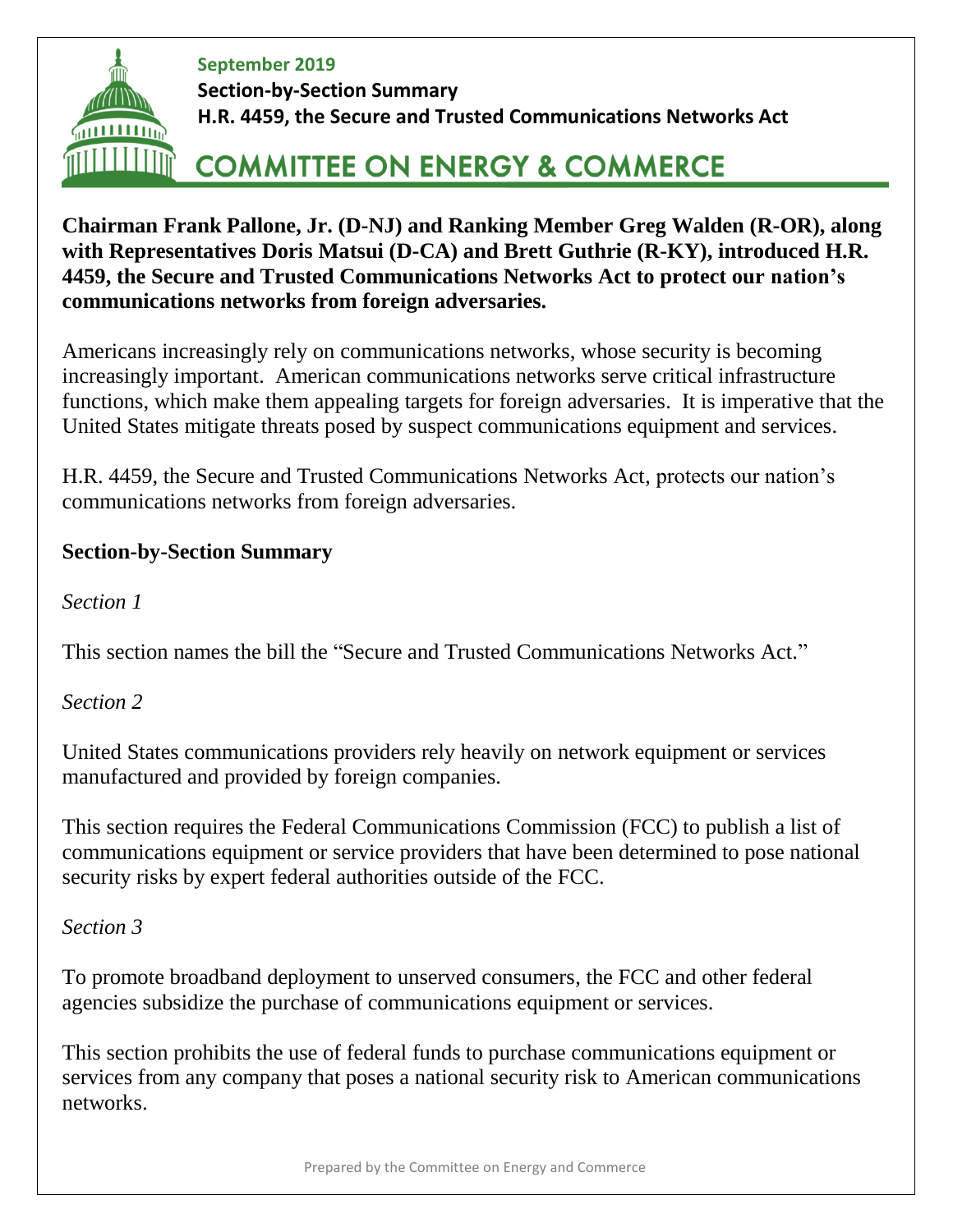**September 2019**

**Section-by-Section Summary**

**H.R. 4459, the Secure and Trusted Communications Networks Act**

# COMMITTEE ON ENERGY & COMMERCE

**Chairman Frank Pallone, Jr. (D-NJ) and Ranking Member Greg Walden (R-OR), along with Representatives Doris Matsui (D-CA) and Brett Guthrie (R-KY), introduced H.R. 4459, the Secure and Trusted Communications Networks Act to protect our nation's communications networks from foreign adversaries.**

Americans increasingly rely on communications networks, whose security is becoming increasingly important. American communications networks serve critical infrastructure functions, which make them appealing targets for foreign adversaries. It is imperative that the United States mitigate threats posed by suspect communications equipment and services.

H.R. 4459, the Secure and Trusted Communications Networks Act, protects our nation's communications networks from foreign adversaries.

## Section-by-Section Summary

*Section 1*

This section names the bill the "Secure and Trusted Communications Networks Act."

*Section 2*

United States communications providers rely heavily on network equipment or services manufactured and provided by foreign companies.

This section requires the Federal Communications Commission (FCC) to publish a list of communications equipment or service providers that have been determined to pose national security risks by expert federal authorities outside of the FCC.

*Section 3*

To promote broadband deployment to unserved consumers, the FCC and other federal agencies subsidize the purchase of communications equipment or services.

This section prohibits the use of federal funds to purchase communications equipment or services from any company that poses a national security risk to American communications networks.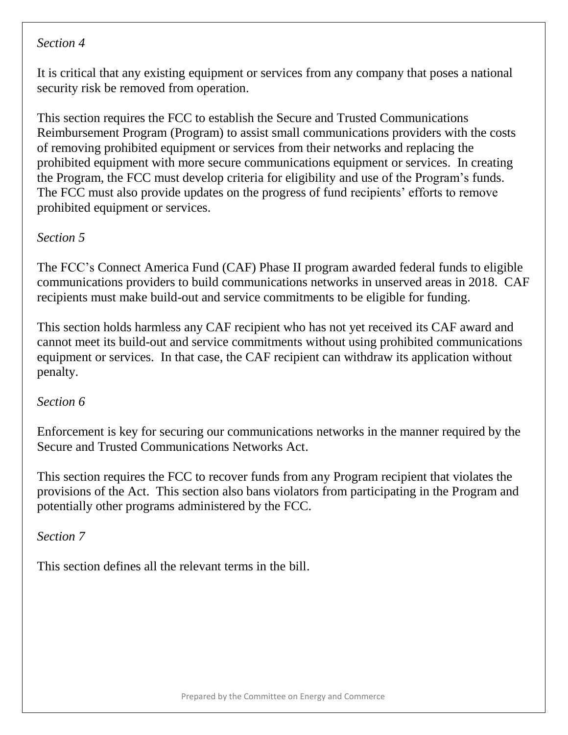*Section 4*

It is critical that any existing equipment or services from any company that poses a national security risk be removed from operation.

This section requires the FCC to establish the Secure and Trusted Communications Reimbursement Program (Program) to assist small communications providers with the costs of removing prohibited equipment or services from their networks and replacing the prohibited equipment with more secure communications equipment or services. In creating the Program, the FCC must develop criteria for eligibility and use of the Program's funds. The FCC must also provide updates on the progress of fund recipients' efforts to remove prohibited equipment or services.

*Section 5*

The FCC's Connect America Fund (CAF) Phase II program awarded federal funds to eligible communications providers to build communications networks in unserved areas in 2018. CAF recipients must make build-out and service commitments to be eligible for funding.

This section holds harmless any CAF recipient who has not yet received its CAF award and cannot meet its build-out and service commitments without using prohibited communications equipment or services. In that case, the CAF recipient can withdraw its application without penalty.

*Section 6*

Enforcement is key for securing our communications networks in the manner required by the Secure and Trusted Communications Networks Act.

This section requires the FCC to recover funds from any Program recipient that violates the provisions of the Act. This section also bans violators from participating in the Program and potentially other programs administered by the FCC.

*Section 7*

This section defines all the relevant terms in the bill.